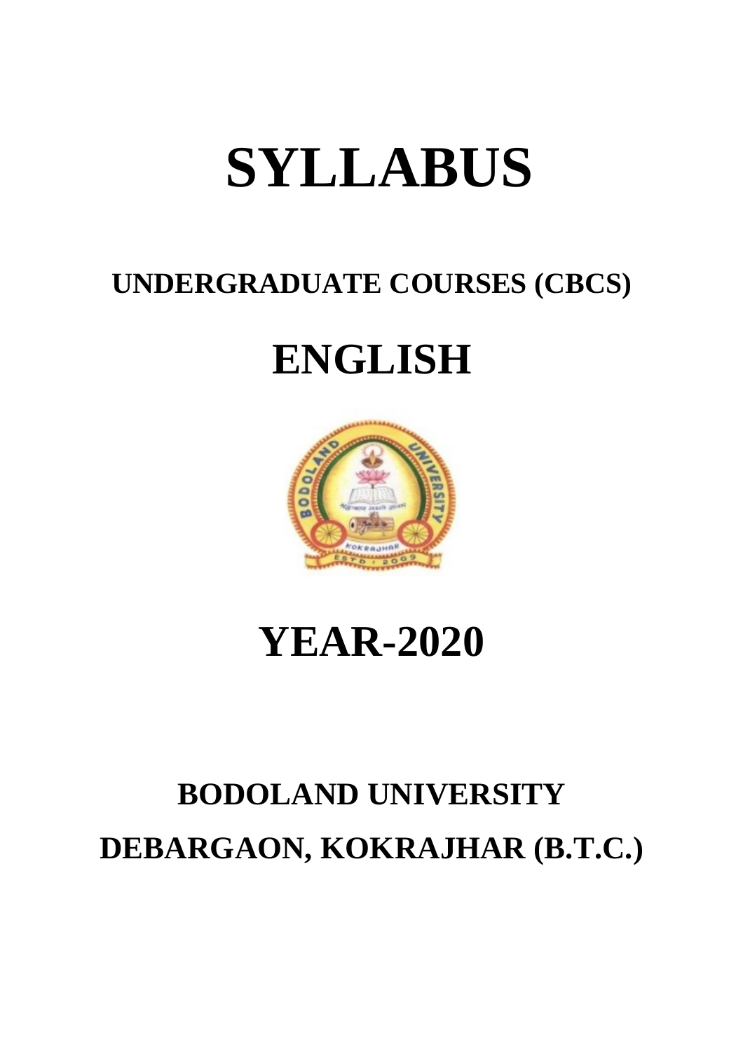# SYLLABUS

## UNDERGRADUATE COURSES (CBCS)

# ENGLISH

# YEAR-2020

## BODOLAND UNIVERSITY

## DEBARGAON, KOKRAJHAR (B.T.C.)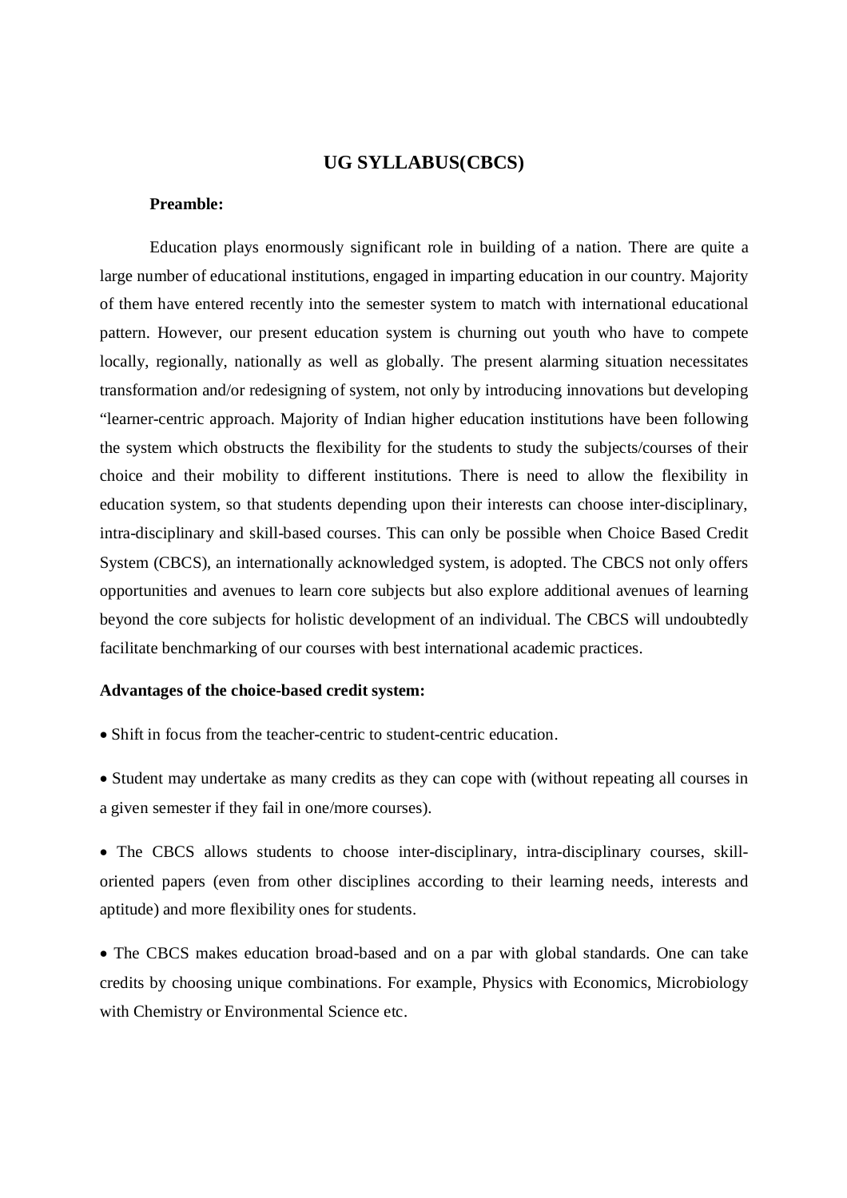# UG SYLLABUS(CBCS)

**Preamble:**

Education plays enormously significant role in building of a nation. There are quite a large number of educational institutions, engaged in imparting education in our country. Majority of them have entered recently into the semester system to match with international educational pattern. However, our present education system is churning out youth who have to compete locally, regionally, nationally as well as globally. The present alarming situation necessitates transformation and/or redesigning of system, not only by introducing innovations but developing "learner-centric approach. Majority of Indian higher education institutions have been following the system which obstructs the flexibility for the students to study the subjects/courses of their choice and their mobility to different institutions. There is need to allow the flexibility in education system, so that students depending upon their interests can choose inter-disciplinary, intra-disciplinary and skill-based courses. This can only be possible when Choice Based Credit System (CBCS), an internationally acknowledged system, is adopted. The CBCS not only offers opportunities and avenues to learn core subjects but also explore additional avenues of learning beyond the core subjects for holistic development of an individual. The CBCS will undoubtedly facilitate benchmarking of our courses with best international academic practices.

**Advantages of the choice-based credit system:**

- Shift in focus from the teacher-centric to student-centric education.
- Student may undertake as many credits as they can cope with (without repeating all courses in a given semester if they fail in one/more courses).
- The CBCS allows students to choose inter-disciplinary, intra-disciplinary courses, skill-oriented papers (even from other disciplines according to their learning needs, interests and aptitude) and more flexibility ones for students.
- The CBCS makes education broad-based and on a par with global standards. One can take credits by choosing unique combinations. For example, Physics with Economics, Microbiology with Chemistry or Environmental Science etc.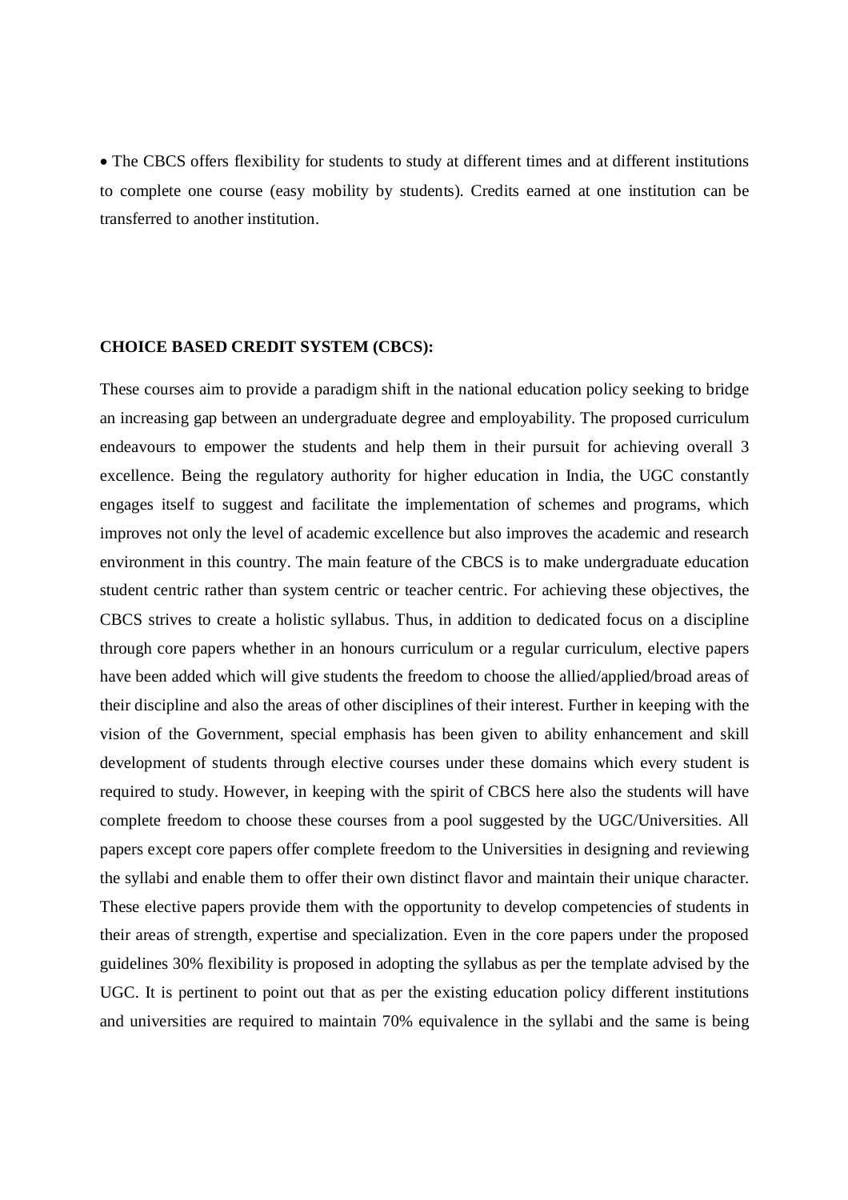- The CBCS offers flexibility for students to study at different times and at different institutions to complete one course (easy mobility by students). Credits earned at one institution can be transferred to another institution.

**CHOICE BASED CREDIT SYSTEM (CBCS):**

These courses aim to provide a paradigm shift in the national education policy seeking to bridge an increasing gap between an undergraduate degree and employability. The proposed curriculum endeavours to empower the students and help them in their pursuit for achieving overall 3 excellence. Being the regulatory authority for higher education in India, the UGC constantly engages itself to suggest and facilitate the implementation of schemes and programs, which improves not only the level of academic excellence but also improves the academic and research environment in this country. The main feature of the CBCS is to make undergraduate education student centric rather than system centric or teacher centric. For achieving these objectives, the CBCS strives to create a holistic syllabus. Thus, in addition to dedicated focus on a discipline through core papers whether in an honours curriculum or a regular curriculum, elective papers have been added which will give students the freedom to choose the allied/applied/broad areas of their discipline and also the areas of other disciplines of their interest. Further in keeping with the vision of the Government, special emphasis has been given to ability enhancement and skill development of students through elective courses under these domains which every student is required to study. However, in keeping with the spirit of CBCS here also the students will have complete freedom to choose these courses from a pool suggested by the UGC/Universities. All papers except core papers offer complete freedom to the Universities in designing and reviewing the syllabi and enable them to offer their own distinct flavor and maintain their unique character. These elective papers provide them with the opportunity to develop competencies of students in their areas of strength, expertise and specialization. Even in the core papers under the proposed guidelines 30% flexibility is proposed in adopting the syllabus as per the template advised by the UGC. It is pertinent to point out that as per the existing education policy different institutions and universities are required to maintain 70% equivalence in the syllabi and the same is being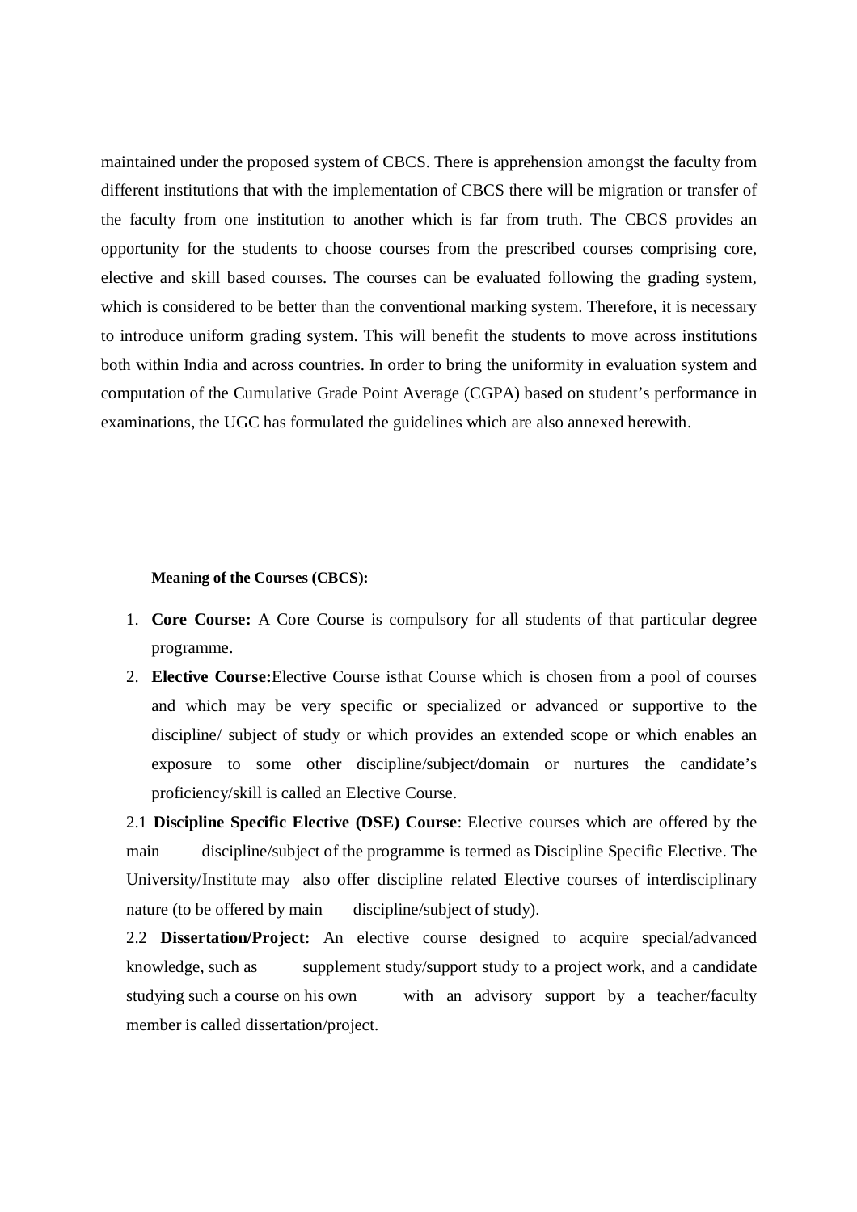maintained under the proposed system of CBCS. There is apprehension amongst the faculty from different institutions that with the implementation of CBCS there will be migration or transfer of the faculty from one institution to another which is far from truth. The CBCS provides an opportunity for the students to choose courses from the prescribed courses comprising core, elective and skill based courses. The courses can be evaluated following the grading system, which is considered to be better than the conventional marking system. Therefore, it is necessary to introduce uniform grading system. This will benefit the students to move across institutions both within India and across countries. In order to bring the uniformity in evaluation system and computation of the Cumulative Grade Point Average (CGPA) based on student's performance in examinations, the UGC has formulated the guidelines which are also annexed herewith.

**Meaning of the Courses (CBCS):**

1. **Core Course:** A Core Course is compulsory for all students of that particular degree programme.
2. **Elective Course:**Elective Course isthat Course which is chosen from a pool of courses and which may be very specific or specialized or advanced or supportive to the discipline/ subject of study or which provides an extended scope or which enables an exposure to some other discipline/subject/domain or nurtures the candidate's proficiency/skill is called an Elective Course.

2.1 **Discipline Specific Elective (DSE) Course**: Elective courses which are offered by the main discipline/subject of the programme is termed as Discipline Specific Elective. The University/Institute may also offer discipline related Elective courses of interdisciplinary nature (to be offered by main discipline/subject of study).

2.2 **Dissertation/Project:** An elective course designed to acquire special/advanced knowledge, such as supplement study/support study to a project work, and a candidate studying such a course on his own with an advisory support by a teacher/faculty member is called dissertation/project.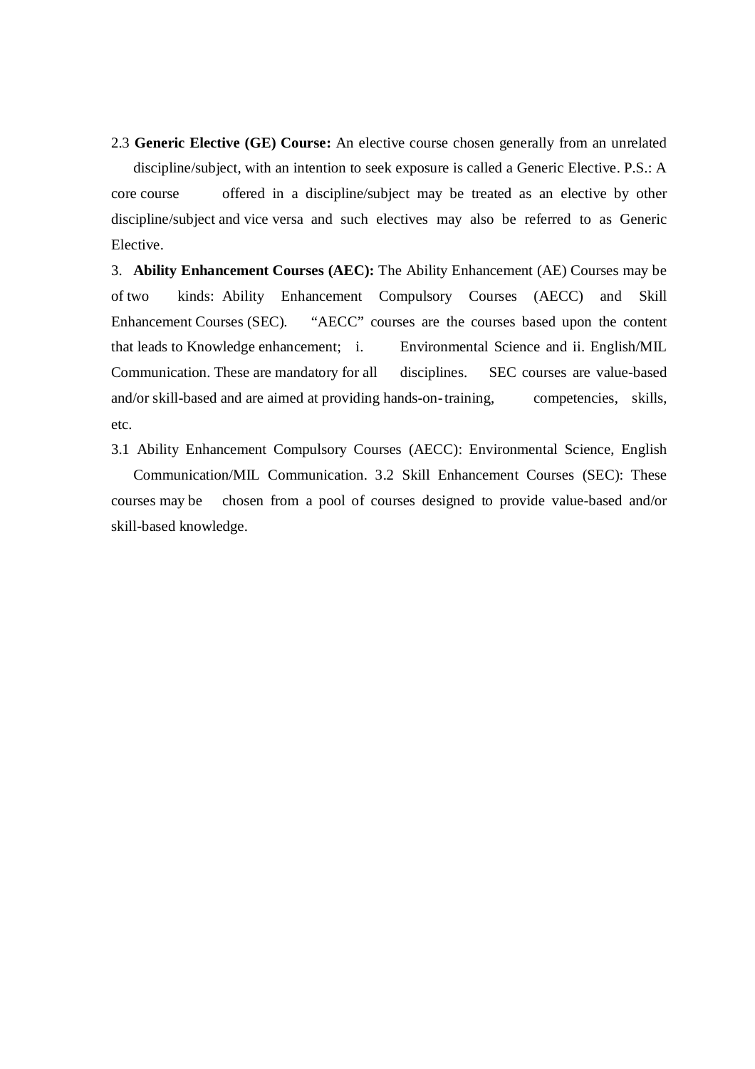2.3 **Generic Elective (GE) Course:** An elective course chosen generally from an unrelated discipline/subject, with an intention to seek exposure is called a Generic Elective. P.S.: A core course offered in a discipline/subject may be treated as an elective by other discipline/subject and vice versa and such electives may also be referred to as Generic Elective.

3. **Ability Enhancement Courses (AEC):** The Ability Enhancement (AE) Courses may be of two kinds: Ability Enhancement Compulsory Courses (AECC) and Skill Enhancement Courses (SEC). "AECC" courses are the courses based upon the content that leads to Knowledge enhancement; i. Environmental Science and ii. English/MIL Communication. These are mandatory for all disciplines. SEC courses are value-based and/or skill-based and are aimed at providing hands-on-training, competencies, skills, etc.

3.1 Ability Enhancement Compulsory Courses (AECC): Environmental Science, English Communication/MIL Communication. 3.2 Skill Enhancement Courses (SEC): These courses may be chosen from a pool of courses designed to provide value-based and/or skill-based knowledge.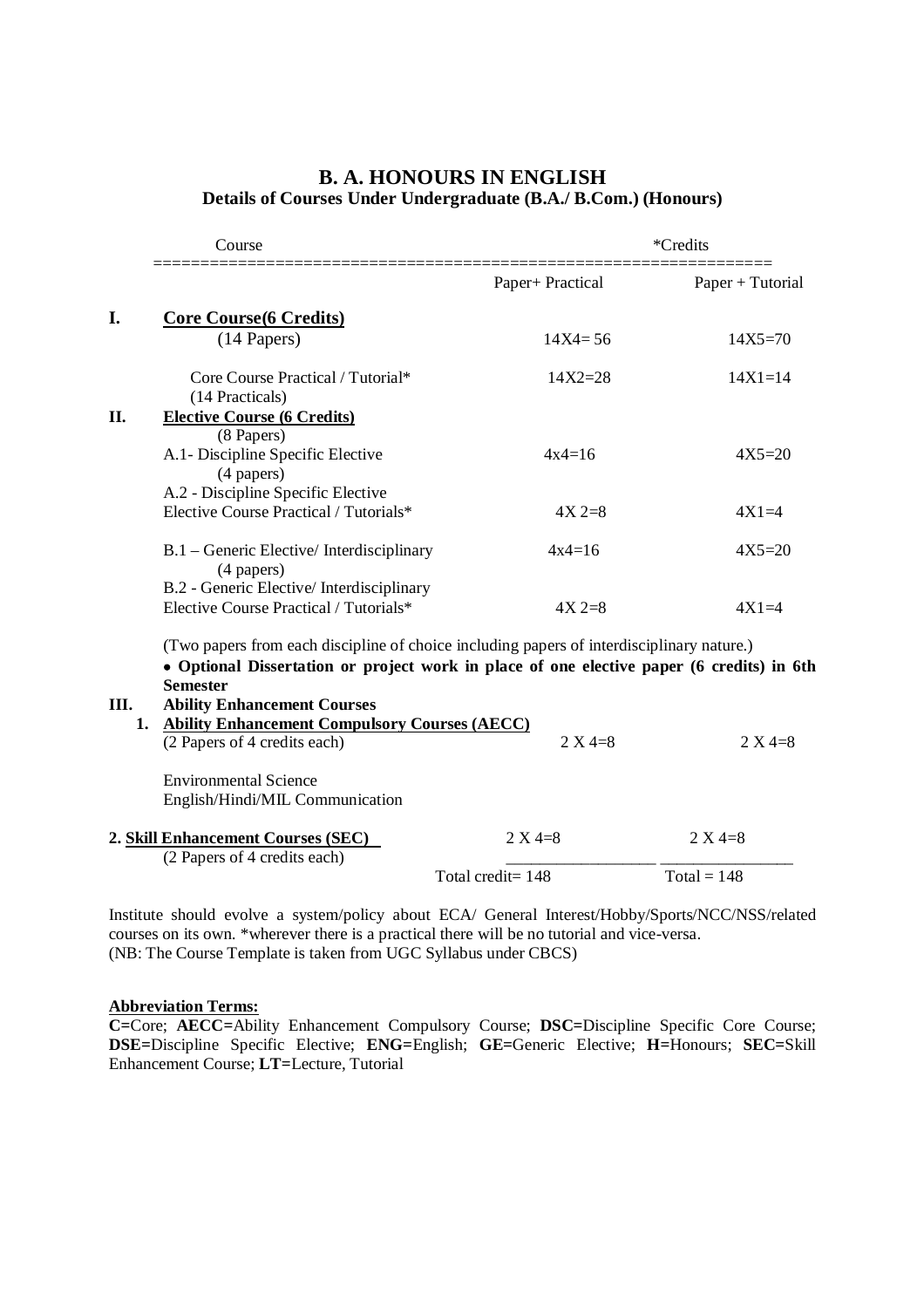# B. A. HONOURS IN ENGLISH

## Details of Courses Under Undergraduate (B.A./ B.Com.) (Honours)

| | Course | *Credits | |
|---|---|---|---|
| | | Paper+ Practical | Paper + Tutorial |
| **I.** | **Core Course(6 Credits)** | | |
| | (14 Papers) | 14X4= 56 | 14X5=70 |
| | Core Course Practical / Tutorial* (14 Practicals) | 14X2=28 | 14X1=14 |
| **II.** | **Elective Course (6 Credits)** (8 Papers) | | |
| | A.1- Discipline Specific Elective (4 papers) | 4x4=16 | 4X5=20 |
| | A.2 - Discipline Specific Elective Elective Course Practical / Tutorials* | 4X 2=8 | 4X1=4 |
| | B.1 – Generic Elective/ Interdisciplinary (4 papers) | 4x4=16 | 4X5=20 |
| | B.2 - Generic Elective/ Interdisciplinary Elective Course Practical / Tutorials* | 4X 2=8 | 4X1=4 |
| | (Two papers from each discipline of choice including papers of interdisciplinary nature.) | | |
| | • **Optional Dissertation or project work in place of one elective paper (6 credits) in 6th Semester** | | |
| **III.** | **Ability Enhancement Courses** | | |
| | **1. Ability Enhancement Compulsory Courses (AECC)** (2 Papers of 4 credits each) | 2 X 4=8 | 2 X 4=8 |
| | Environmental Science<br>English/Hindi/MIL Communication | | |
| | **2. Skill Enhancement Courses (SEC)** (2 Papers of 4 credits each) | 2 X 4=8 | 2 X 4=8 |
| | | Total credit= 148 | Total = 148 |

Institute should evolve a system/policy about ECA/ General Interest/Hobby/Sports/NCC/NSS/related courses on its own. *wherever there is a practical there will be no tutorial and vice-versa.
(NB: The Course Template is taken from UGC Syllabus under CBCS)

**Abbreviation Terms:**

**C=**Core; **AECC=**Ability Enhancement Compulsory Course; **DSC=**Discipline Specific Core Course; **DSE=**Discipline Specific Elective; **ENG=**English; **GE=**Generic Elective; **H=**Honours; **SEC=**Skill Enhancement Course; **LT=**Lecture, Tutorial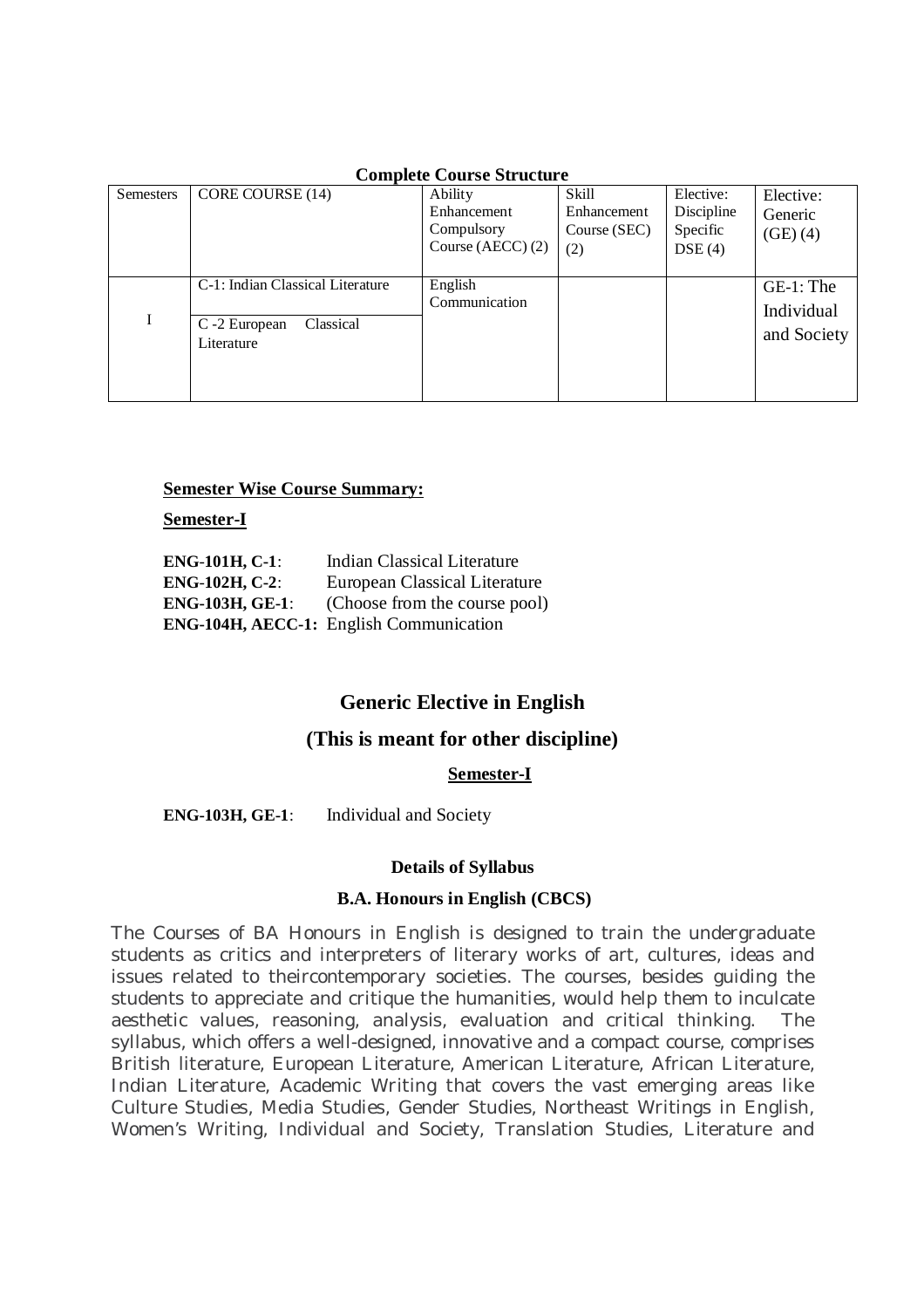**Complete Course Structure**

| Semesters | CORE COURSE (14) | Ability Enhancement Compulsory Course (AECC) (2) | Skill Enhancement Course (SEC) (2) | Elective: Discipline Specific DSE (4) | Elective: Generic (GE) (4) |
|---|---|---|---|---|---|
| I | C-1: Indian Classical Literature<br>C -2 European Classical Literature | English Communication | | | GE-1: The Individual and Society |

**Semester Wise Course Summary:**

**Semester-I**

**ENG-101H, C-1**: Indian Classical Literature
**ENG-102H, C-2**: European Classical Literature
**ENG-103H, GE-1**: (Choose from the course pool)
**ENG-104H, AECC-1:** English Communication

## Generic Elective in English

## (This is meant for other discipline)

**Semester-I**

**ENG-103H, GE-1**: Individual and Society

### Details of Syllabus

### B.A. Honours in English (CBCS)

The Courses of BA Honours in English is designed to train the undergraduate students as critics and interpreters of literary works of art, cultures, ideas and issues related to theircontemporary societies. The courses, besides guiding the students to appreciate and critique the humanities, would help them to inculcate aesthetic values, reasoning, analysis, evaluation and critical thinking. The syllabus, which offers a well-designed, innovative and a compact course, comprises British literature, European Literature, American Literature, African Literature, Indian Literature, Academic Writing that covers the vast emerging areas like Culture Studies, Media Studies, Gender Studies, Northeast Writings in English, Women's Writing, Individual and Society, Translation Studies, Literature and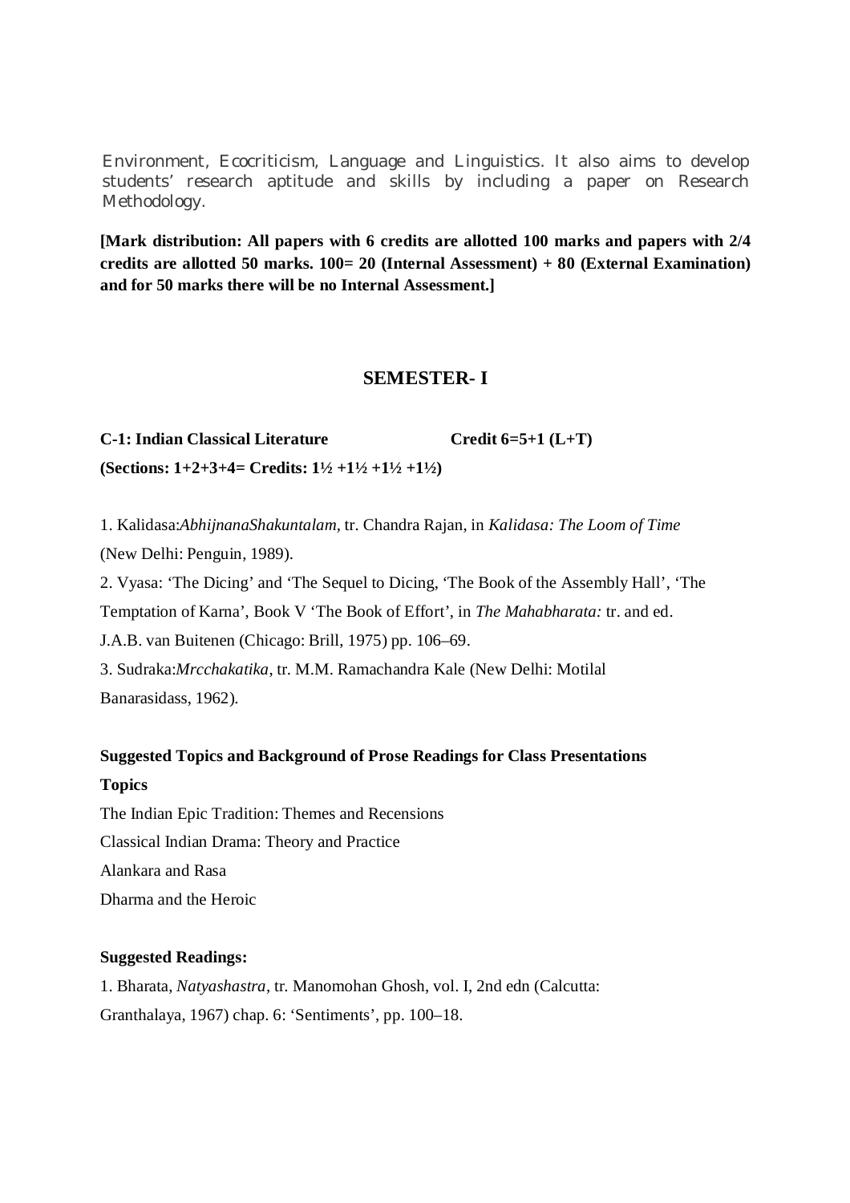Environment, Ecocriticism, Language and Linguistics. It also aims to develop students' research aptitude and skills by including a paper on Research Methodology.

**[Mark distribution: All papers with 6 credits are allotted 100 marks and papers with 2/4 credits are allotted 50 marks. 100= 20 (Internal Assessment) + 80 (External Examination) and for 50 marks there will be no Internal Assessment.]**

## SEMESTER- I

**C-1: Indian Classical Literature** **Credit 6=5+1 (L+T)**

**(Sections: 1+2+3+4= Credits: 1½ +1½ +1½ +1½)**

1. Kalidasa:*AbhijnanaShakuntalam*, tr. Chandra Rajan, in *Kalidasa: The Loom of Time* (New Delhi: Penguin, 1989).
2. Vyasa: 'The Dicing' and 'The Sequel to Dicing, 'The Book of the Assembly Hall', 'The Temptation of Karna', Book V 'The Book of Effort', in *The Mahabharata:* tr. and ed. J.A.B. van Buitenen (Chicago: Brill, 1975) pp. 106–69.
3. Sudraka:*Mrcchakatika*, tr. M.M. Ramachandra Kale (New Delhi: Motilal Banarasidass, 1962).

**Suggested Topics and Background of Prose Readings for Class Presentations**

**Topics**

The Indian Epic Tradition: Themes and Recensions

Classical Indian Drama: Theory and Practice

Alankara and Rasa

Dharma and the Heroic

**Suggested Readings:**

1. Bharata, *Natyashastra*, tr. Manomohan Ghosh, vol. I, 2nd edn (Calcutta: Granthalaya, 1967) chap. 6: 'Sentiments', pp. 100–18.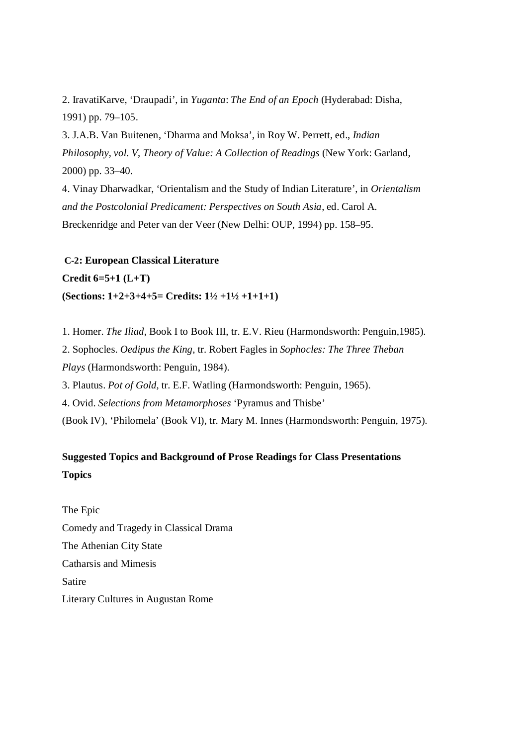2. IravatiKarve, 'Draupadi', in *Yuganta*: *The End of an Epoch* (Hyderabad: Disha, 1991) pp. 79–105.

3. J.A.B. Van Buitenen, 'Dharma and Moksa', in Roy W. Perrett, ed., *Indian Philosophy*, *vol. V, Theory of Value: A Collection of Readings* (New York: Garland, 2000) pp. 33–40.

4. Vinay Dharwadkar, 'Orientalism and the Study of Indian Literature', in *Orientalism and the Postcolonial Predicament: Perspectives on South Asia*, ed. Carol A. Breckenridge and Peter van der Veer (New Delhi: OUP, 1994) pp. 158–95.

**C-2: European Classical Literature**

**Credit 6=5+1 (L+T)**

**(Sections: 1+2+3+4+5= Credits: 1½ +1½ +1+1+1)**

1. Homer. *The Iliad*, Book I to Book III, tr. E.V. Rieu (Harmondsworth: Penguin,1985).
2. Sophocles. *Oedipus the King*, tr. Robert Fagles in *Sophocles: The Three Theban Plays* (Harmondsworth: Penguin, 1984).
3. Plautus. *Pot of Gold*, tr. E.F. Watling (Harmondsworth: Penguin, 1965).
4. Ovid. *Selections from Metamorphoses* 'Pyramus and Thisbe' (Book IV), 'Philomela' (Book VI), tr. Mary M. Innes (Harmondsworth: Penguin, 1975).

**Suggested Topics and Background of Prose Readings for Class Presentations**

**Topics**

The Epic

Comedy and Tragedy in Classical Drama

The Athenian City State

Catharsis and Mimesis

Satire

Literary Cultures in Augustan Rome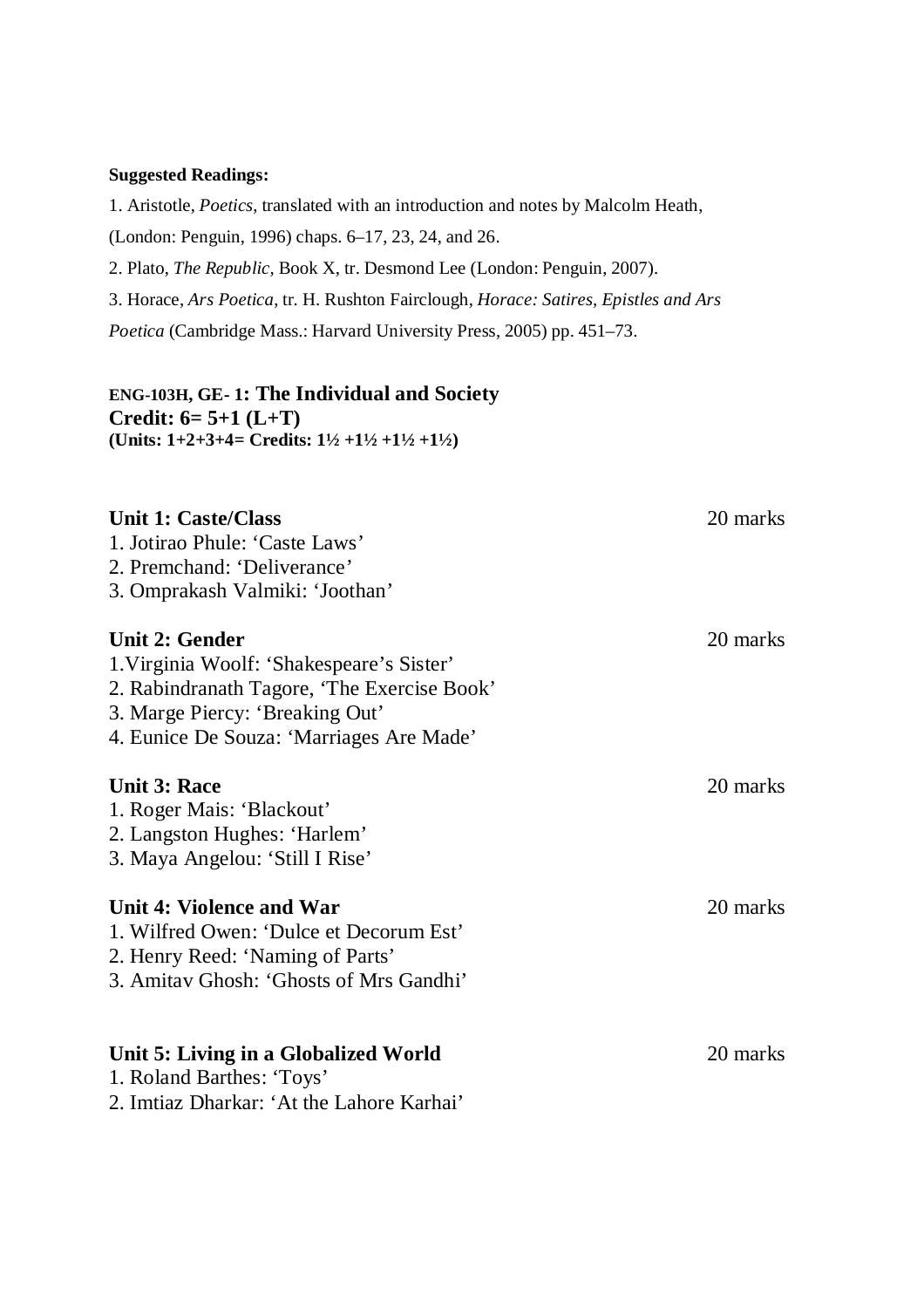**Suggested Readings:**

1. Aristotle, *Poetics*, translated with an introduction and notes by Malcolm Heath, (London: Penguin, 1996) chaps. 6–17, 23, 24, and 26.
2. Plato, *The Republic*, Book X, tr. Desmond Lee (London: Penguin, 2007).
3. Horace, *Ars Poetica*, tr. H. Rushton Fairclough, *Horace: Satires, Epistles and Ars Poetica* (Cambridge Mass.: Harvard University Press, 2005) pp. 451–73.

## ENG-103H, GE- 1: The Individual and Society

**Credit: 6= 5+1 (L+T)**
**(Units: 1+2+3+4= Credits: 1½ +1½ +1½ +1½)**

**Unit 1: Caste/Class** — 20 marks

1. Jotirao Phule: 'Caste Laws'
2. Premchand: 'Deliverance'
3. Omprakash Valmiki: 'Joothan'

**Unit 2: Gender** — 20 marks

1. Virginia Woolf: 'Shakespeare's Sister'
2. Rabindranath Tagore, 'The Exercise Book'
3. Marge Piercy: 'Breaking Out'
4. Eunice De Souza: 'Marriages Are Made'

**Unit 3: Race** — 20 marks

1. Roger Mais: 'Blackout'
2. Langston Hughes: 'Harlem'
3. Maya Angelou: 'Still I Rise'

**Unit 4: Violence and War** — 20 marks

1. Wilfred Owen: 'Dulce et Decorum Est'
2. Henry Reed: 'Naming of Parts'
3. Amitav Ghosh: 'Ghosts of Mrs Gandhi'

**Unit 5: Living in a Globalized World** — 20 marks

1. Roland Barthes: 'Toys'
2. Imtiaz Dharkar: 'At the Lahore Karhai'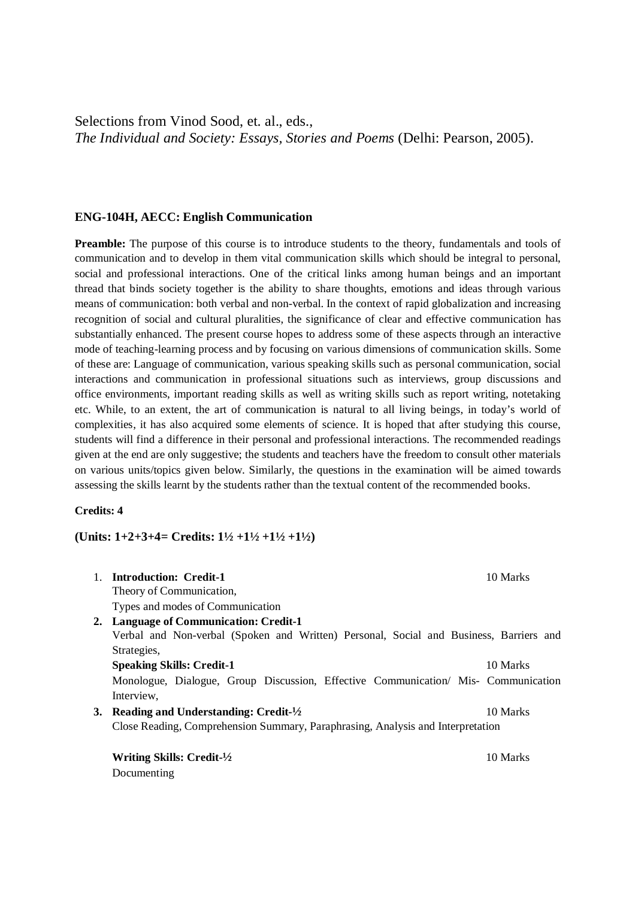Selections from Vinod Sood, et. al., eds.,
*The Individual and Society: Essays, Stories and Poems* (Delhi: Pearson, 2005).

## ENG-104H, AECC: English Communication

**Preamble:** The purpose of this course is to introduce students to the theory, fundamentals and tools of communication and to develop in them vital communication skills which should be integral to personal, social and professional interactions. One of the critical links among human beings and an important thread that binds society together is the ability to share thoughts, emotions and ideas through various means of communication: both verbal and non-verbal. In the context of rapid globalization and increasing recognition of social and cultural pluralities, the significance of clear and effective communication has substantially enhanced. The present course hopes to address some of these aspects through an interactive mode of teaching-learning process and by focusing on various dimensions of communication skills. Some of these are: Language of communication, various speaking skills such as personal communication, social interactions and communication in professional situations such as interviews, group discussions and office environments, important reading skills as well as writing skills such as report writing, notetaking etc. While, to an extent, the art of communication is natural to all living beings, in today's world of complexities, it has also acquired some elements of science. It is hoped that after studying this course, students will find a difference in their personal and professional interactions. The recommended readings given at the end are only suggestive; the students and teachers have the freedom to consult other materials on various units/topics given below. Similarly, the questions in the examination will be aimed towards assessing the skills learnt by the students rather than the textual content of the recommended books.

**Credits: 4**

**(Units: 1+2+3+4= Credits: 1½ +1½ +1½ +1½)**

1. **Introduction: Credit-1** — 10 Marks
   Theory of Communication,
   Types and modes of Communication
2. **Language of Communication: Credit-1**
   Verbal and Non-verbal (Spoken and Written) Personal, Social and Business, Barriers and Strategies,
   **Speaking Skills: Credit-1** — 10 Marks
   Monologue, Dialogue, Group Discussion, Effective Communication/ Mis- Communication Interview,
3. **Reading and Understanding: Credit-½** — 10 Marks
   Close Reading, Comprehension Summary, Paraphrasing, Analysis and Interpretation

   **Writing Skills: Credit-½** — 10 Marks
   Documenting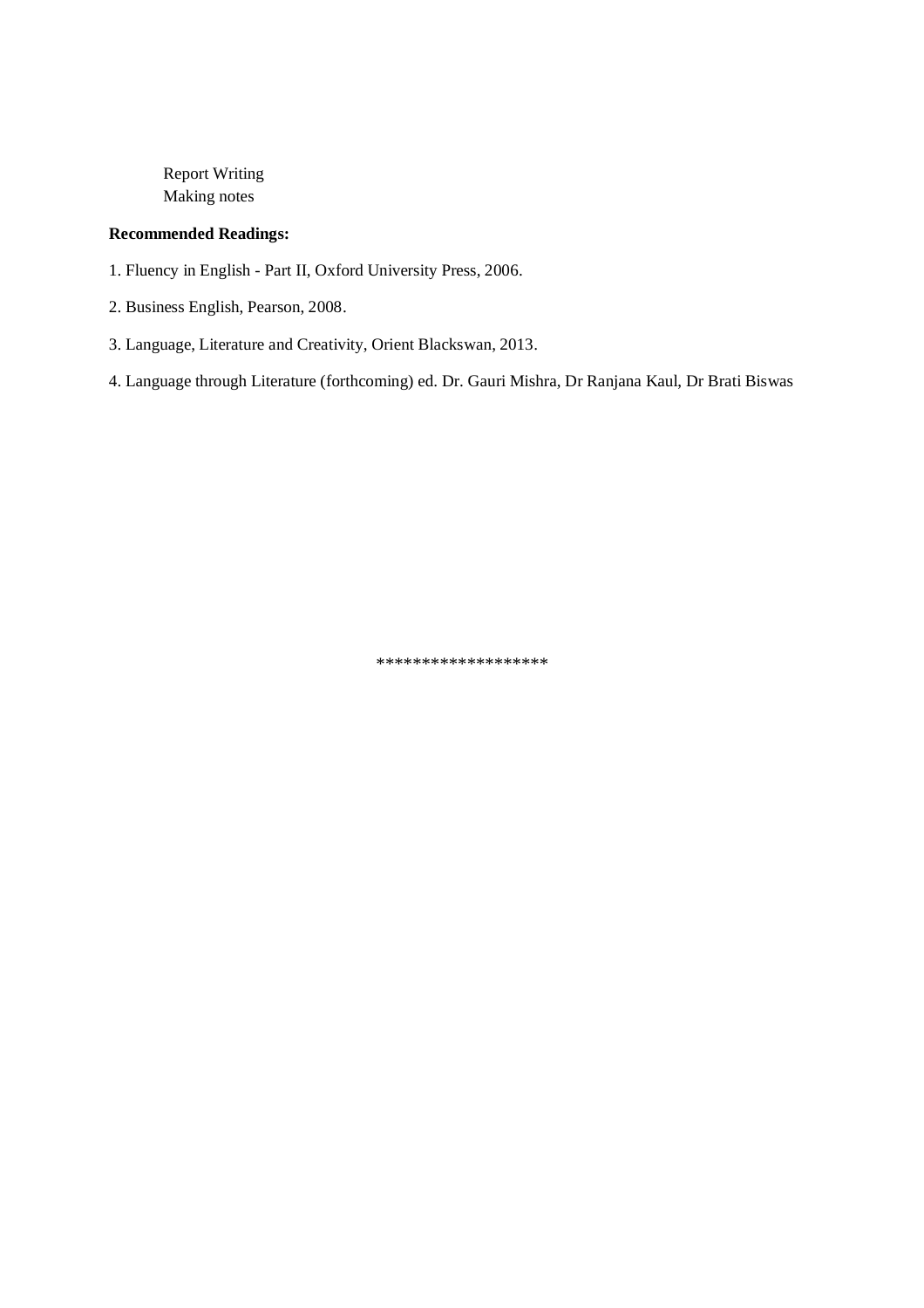Report Writing
Making notes

**Recommended Readings:**

1. Fluency in English - Part II, Oxford University Press, 2006.

2. Business English, Pearson, 2008.

3. Language, Literature and Creativity, Orient Blackswan, 2013.

4. Language through Literature (forthcoming) ed. Dr. Gauri Mishra, Dr Ranjana Kaul, Dr Brati Biswas

******************